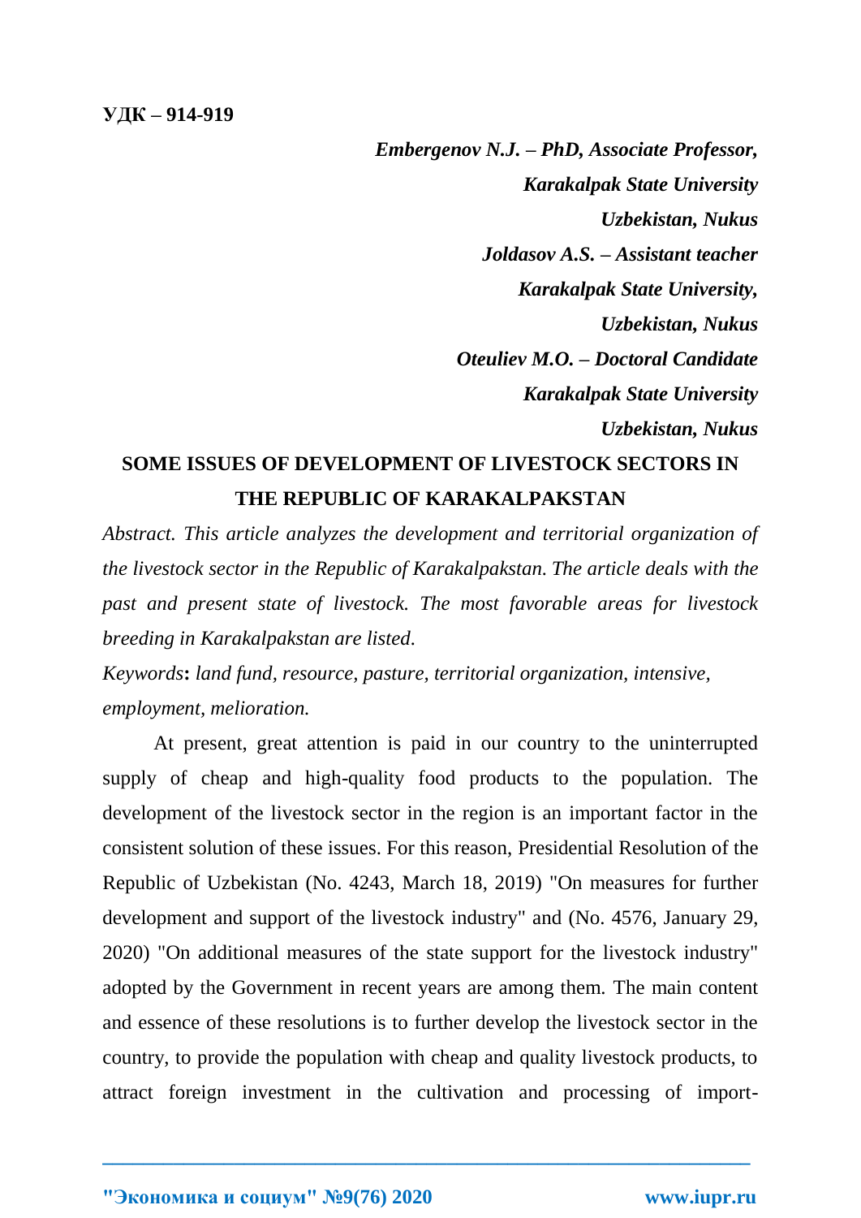**УДК – 914-919**

***Embergenov N.J. – PhD, Associate Professor,***
***Karakalpak State University***
***Uzbekistan, Nukus***
***Joldasov A.S. – Assistant teacher***
***Karakalpak State University,***
***Uzbekistan, Nukus***
***Oteuliev M.O. – Doctoral Candidate***
***Karakalpak State University***
***Uzbekistan, Nukus***

# SOME ISSUES OF DEVELOPMENT OF LIVESTOCK SECTORS IN THE REPUBLIC OF KARAKALPAKSTAN

*Abstract. This article analyzes the development and territorial organization of the livestock sector in the Republic of Karakalpakstan. The article deals with the past and present state of livestock. The most favorable areas for livestock breeding in Karakalpakstan are listed.*

*Keywords***:** *land fund, resource, pasture, territorial organization, intensive, employment, melioration.*

At present, great attention is paid in our country to the uninterrupted supply of cheap and high-quality food products to the population. The development of the livestock sector in the region is an important factor in the consistent solution of these issues. For this reason, Presidential Resolution of the Republic of Uzbekistan (No. 4243, March 18, 2019) "On measures for further development and support of the livestock industry" and (No. 4576, January 29, 2020) "On additional measures of the state support for the livestock industry" adopted by the Government in recent years are among them. The main content and essence of these resolutions is to further develop the livestock sector in the country, to provide the population with cheap and quality livestock products, to attract foreign investment in the cultivation and processing of import-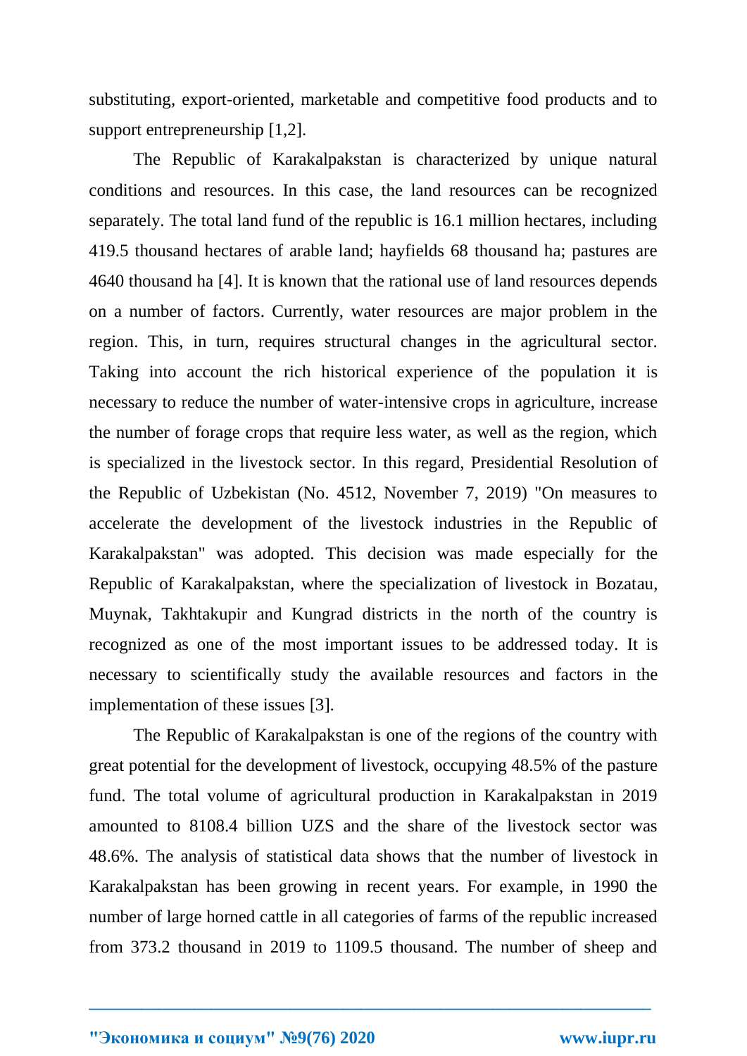substituting, export-oriented, marketable and competitive food products and to support entrepreneurship [1,2].

The Republic of Karakalpakstan is characterized by unique natural conditions and resources. In this case, the land resources can be recognized separately. The total land fund of the republic is 16.1 million hectares, including 419.5 thousand hectares of arable land; hayfields 68 thousand ha; pastures are 4640 thousand ha [4]. It is known that the rational use of land resources depends on a number of factors. Currently, water resources are major problem in the region. This, in turn, requires structural changes in the agricultural sector. Taking into account the rich historical experience of the population it is necessary to reduce the number of water-intensive crops in agriculture, increase the number of forage crops that require less water, as well as the region, which is specialized in the livestock sector. In this regard, Presidential Resolution of the Republic of Uzbekistan (No. 4512, November 7, 2019) "On measures to accelerate the development of the livestock industries in the Republic of Karakalpakstan" was adopted. This decision was made especially for the Republic of Karakalpakstan, where the specialization of livestock in Bozatau, Muynak, Takhtakupir and Kungrad districts in the north of the country is recognized as one of the most important issues to be addressed today. It is necessary to scientifically study the available resources and factors in the implementation of these issues [3].

The Republic of Karakalpakstan is one of the regions of the country with great potential for the development of livestock, occupying 48.5% of the pasture fund. The total volume of agricultural production in Karakalpakstan in 2019 amounted to 8108.4 billion UZS and the share of the livestock sector was 48.6%. The analysis of statistical data shows that the number of livestock in Karakalpakstan has been growing in recent years. For example, in 1990 the number of large horned cattle in all categories of farms of the republic increased from 373.2 thousand in 2019 to 1109.5 thousand. The number of sheep and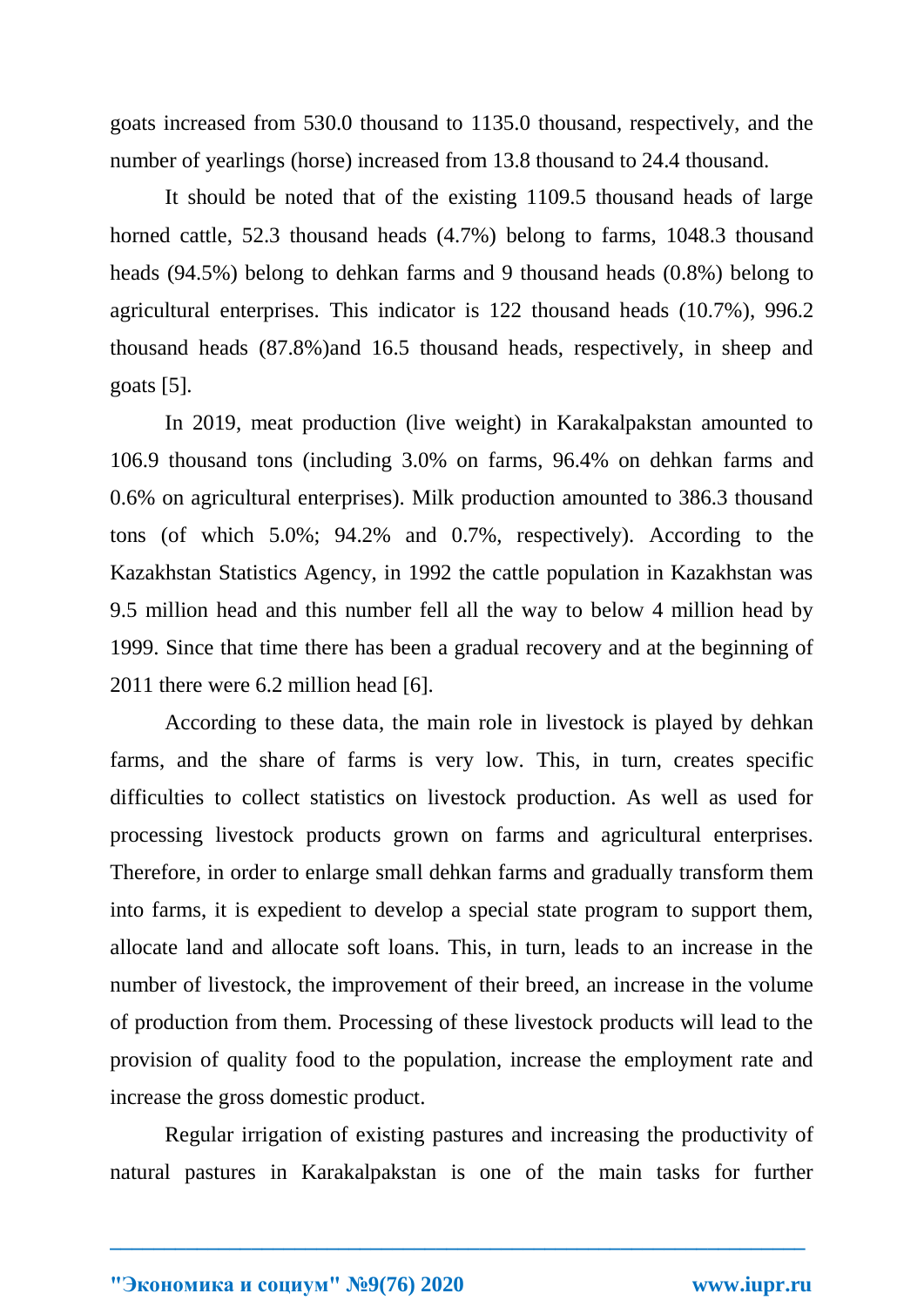goats increased from 530.0 thousand to 1135.0 thousand, respectively, and the number of yearlings (horse) increased from 13.8 thousand to 24.4 thousand.

It should be noted that of the existing 1109.5 thousand heads of large horned cattle, 52.3 thousand heads (4.7%) belong to farms, 1048.3 thousand heads (94.5%) belong to dehkan farms and 9 thousand heads (0.8%) belong to agricultural enterprises. This indicator is 122 thousand heads (10.7%), 996.2 thousand heads (87.8%)and 16.5 thousand heads, respectively, in sheep and goats [5].

In 2019, meat production (live weight) in Karakalpakstan amounted to 106.9 thousand tons (including 3.0% on farms, 96.4% on dehkan farms and 0.6% on agricultural enterprises). Milk production amounted to 386.3 thousand tons (of which 5.0%; 94.2% and 0.7%, respectively). According to the Kazakhstan Statistics Agency, in 1992 the cattle population in Kazakhstan was 9.5 million head and this number fell all the way to below 4 million head by 1999. Since that time there has been a gradual recovery and at the beginning of 2011 there were 6.2 million head [6].

According to these data, the main role in livestock is played by dehkan farms, and the share of farms is very low. This, in turn, creates specific difficulties to collect statistics on livestock production. As well as used for processing livestock products grown on farms and agricultural enterprises. Therefore, in order to enlarge small dehkan farms and gradually transform them into farms, it is expedient to develop a special state program to support them, allocate land and allocate soft loans. This, in turn, leads to an increase in the number of livestock, the improvement of their breed, an increase in the volume of production from them. Processing of these livestock products will lead to the provision of quality food to the population, increase the employment rate and increase the gross domestic product.

Regular irrigation of existing pastures and increasing the productivity of natural pastures in Karakalpakstan is one of the main tasks for further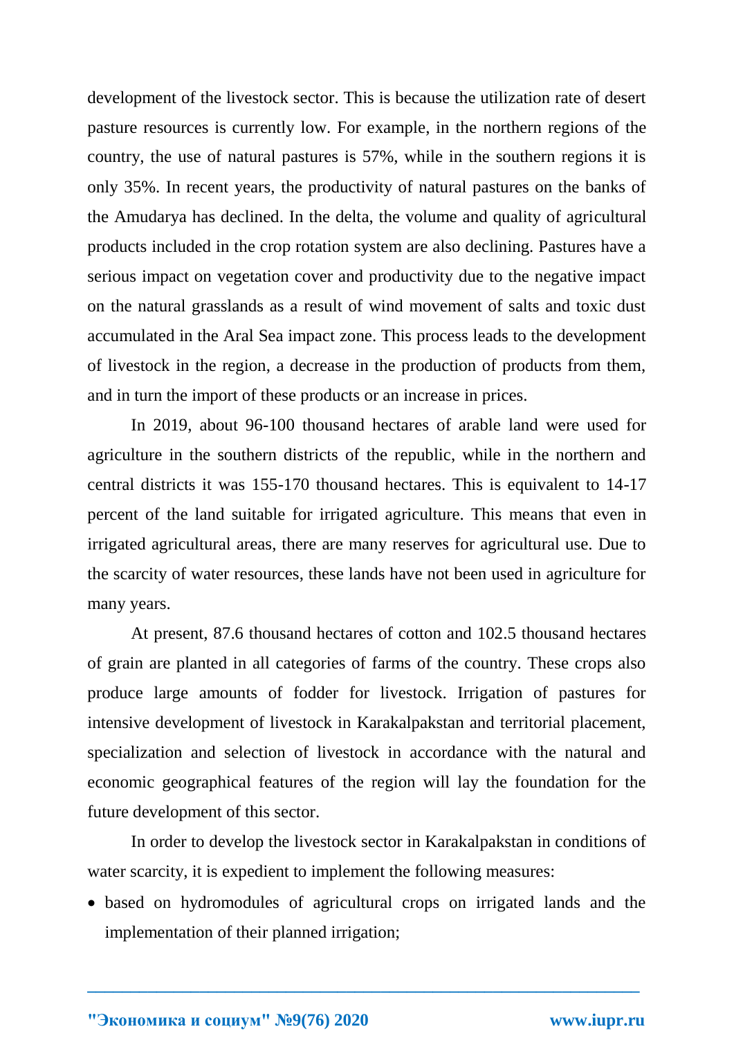development of the livestock sector. This is because the utilization rate of desert pasture resources is currently low. For example, in the northern regions of the country, the use of natural pastures is 57%, while in the southern regions it is only 35%. In recent years, the productivity of natural pastures on the banks of the Amudarya has declined. In the delta, the volume and quality of agricultural products included in the crop rotation system are also declining. Pastures have a serious impact on vegetation cover and productivity due to the negative impact on the natural grasslands as a result of wind movement of salts and toxic dust accumulated in the Aral Sea impact zone. This process leads to the development of livestock in the region, a decrease in the production of products from them, and in turn the import of these products or an increase in prices.

In 2019, about 96-100 thousand hectares of arable land were used for agriculture in the southern districts of the republic, while in the northern and central districts it was 155-170 thousand hectares. This is equivalent to 14-17 percent of the land suitable for irrigated agriculture. This means that even in irrigated agricultural areas, there are many reserves for agricultural use. Due to the scarcity of water resources, these lands have not been used in agriculture for many years.

At present, 87.6 thousand hectares of cotton and 102.5 thousand hectares of grain are planted in all categories of farms of the country. These crops also produce large amounts of fodder for livestock. Irrigation of pastures for intensive development of livestock in Karakalpakstan and territorial placement, specialization and selection of livestock in accordance with the natural and economic geographical features of the region will lay the foundation for the future development of this sector.

In order to develop the livestock sector in Karakalpakstan in conditions of water scarcity, it is expedient to implement the following measures:

- based on hydromodules of agricultural crops on irrigated lands and the implementation of their planned irrigation;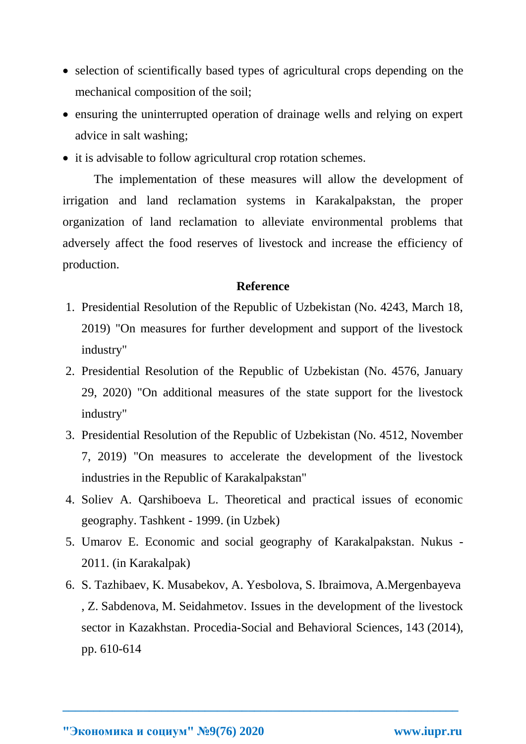- selection of scientifically based types of agricultural crops depending on the mechanical composition of the soil;
- ensuring the uninterrupted operation of drainage wells and relying on expert advice in salt washing;
- it is advisable to follow agricultural crop rotation schemes.

The implementation of these measures will allow the development of irrigation and land reclamation systems in Karakalpakstan, the proper organization of land reclamation to alleviate environmental problems that adversely affect the food reserves of livestock and increase the efficiency of production.

**Reference**

1. Presidential Resolution of the Republic of Uzbekistan (No. 4243, March 18, 2019) "On measures for further development and support of the livestock industry"
2. Presidential Resolution of the Republic of Uzbekistan (No. 4576, January 29, 2020) "On additional measures of the state support for the livestock industry"
3. Presidential Resolution of the Republic of Uzbekistan (No. 4512, November 7, 2019) "On measures to accelerate the development of the livestock industries in the Republic of Karakalpakstan"
4. Soliev A. Qarshiboeva L. Theoretical and practical issues of economic geography. Tashkent - 1999. (in Uzbek)
5. Umarov E. Economic and social geography of Karakalpakstan. Nukus - 2011. (in Karakalpak)
6. S. Tazhibaev, K. Musabekov, A. Yesbolova, S. Ibraimova, A.Mergenbayeva , Z. Sabdenova, M. Seidahmetov. Issues in the development of the livestock sector in Kazakhstan. Procedia-Social and Behavioral Sciences, 143 (2014), pp. 610-614